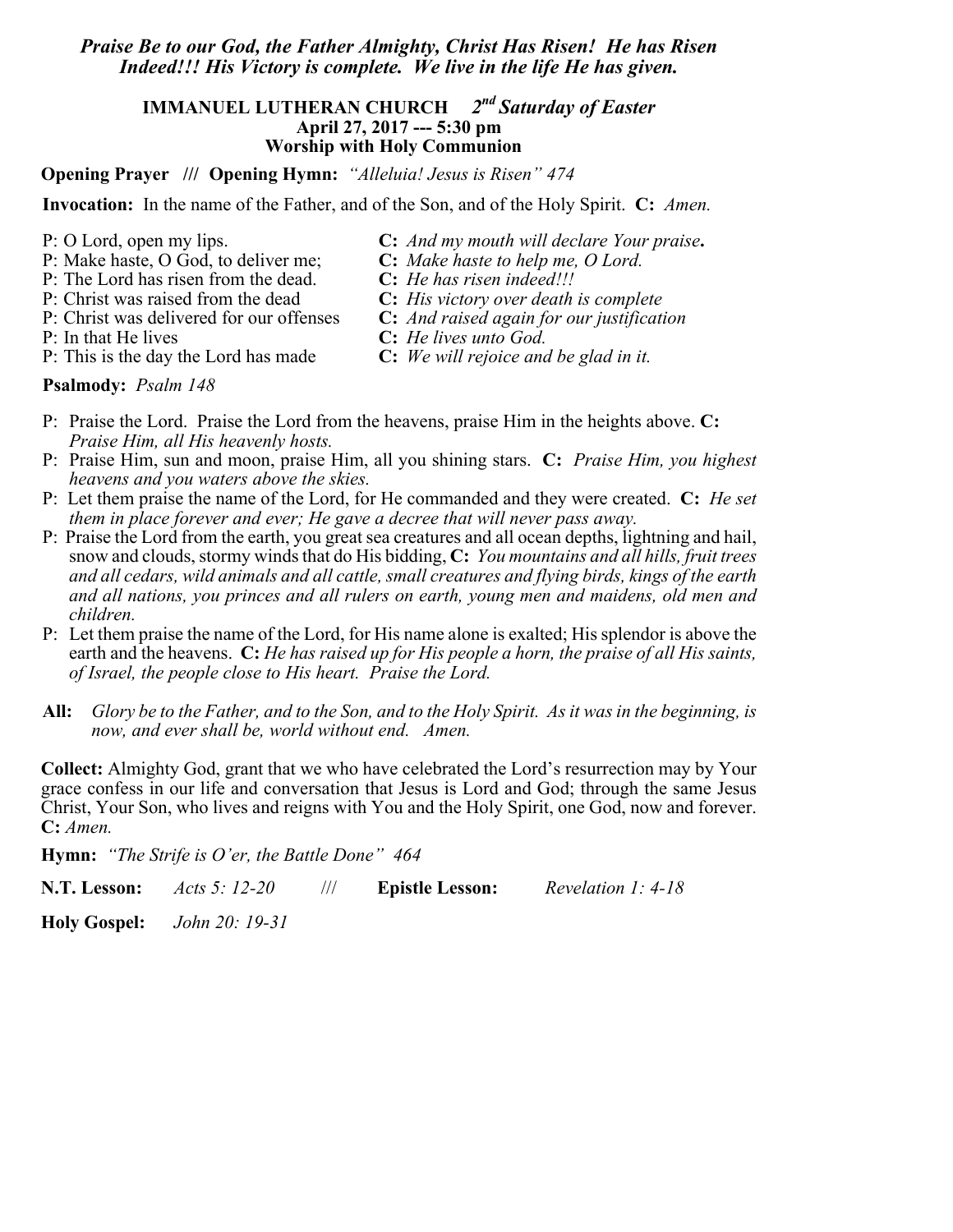*Praise Be to our God, the Father Almighty, Christ Has Risen! He has Risen Indeed!!! His Victory is complete. We live in the life He has given.*

**IMMANUEL LUTHERAN CHURCH** ***2nd Saturday of Easter***
**April 27, 2017 --- 5:30 pm**
**Worship with Holy Communion**

**Opening Prayer /// Opening Hymn:** *"Alleluia! Jesus is Risen" 474*

**Invocation:** In the name of the Father, and of the Son, and of the Holy Spirit. **C:** *Amen.*

P: O Lord, open my lips. **C:** *And my mouth will declare Your praise***.**
P: Make haste, O God, to deliver me; **C:** *Make haste to help me, O Lord.*
P: The Lord has risen from the dead. **C:** *He has risen indeed!!!*
P: Christ was raised from the dead **C:** *His victory over death is complete*
P: Christ was delivered for our offenses **C:** *And raised again for our justification*
P: In that He lives **C:** *He lives unto God.*
P: This is the day the Lord has made **C:** *We will rejoice and be glad in it.*

**Psalmody:** *Psalm 148*

P: Praise the Lord. Praise the Lord from the heavens, praise Him in the heights above. **C:** *Praise Him, all His heavenly hosts.*

P: Praise Him, sun and moon, praise Him, all you shining stars. **C:** *Praise Him, you highest heavens and you waters above the skies.*

P: Let them praise the name of the Lord, for He commanded and they were created. **C:** *He set them in place forever and ever; He gave a decree that will never pass away.*

P: Praise the Lord from the earth, you great sea creatures and all ocean depths, lightning and hail, snow and clouds, stormy winds that do His bidding, **C:** *You mountains and all hills, fruit trees and all cedars, wild animals and all cattle, small creatures and flying birds, kings of the earth and all nations, you princes and all rulers on earth, young men and maidens, old men and children.*

P: Let them praise the name of the Lord, for His name alone is exalted; His splendor is above the earth and the heavens. **C:** *He has raised up for His people a horn, the praise of all His saints, of Israel, the people close to His heart. Praise the Lord.*

**All:** *Glory be to the Father, and to the Son, and to the Holy Spirit. As it was in the beginning, is now, and ever shall be, world without end. Amen.*

**Collect:** Almighty God, grant that we who have celebrated the Lord's resurrection may by Your grace confess in our life and conversation that Jesus is Lord and God; through the same Jesus Christ, Your Son, who lives and reigns with You and the Holy Spirit, one God, now and forever. **C:** *Amen.*

**Hymn:** *"The Strife is O'er, the Battle Done" 464*

**N.T. Lesson:** *Acts 5: 12-20* /// **Epistle Lesson:** *Revelation 1: 4-18*

**Holy Gospel:** *John 20: 19-31*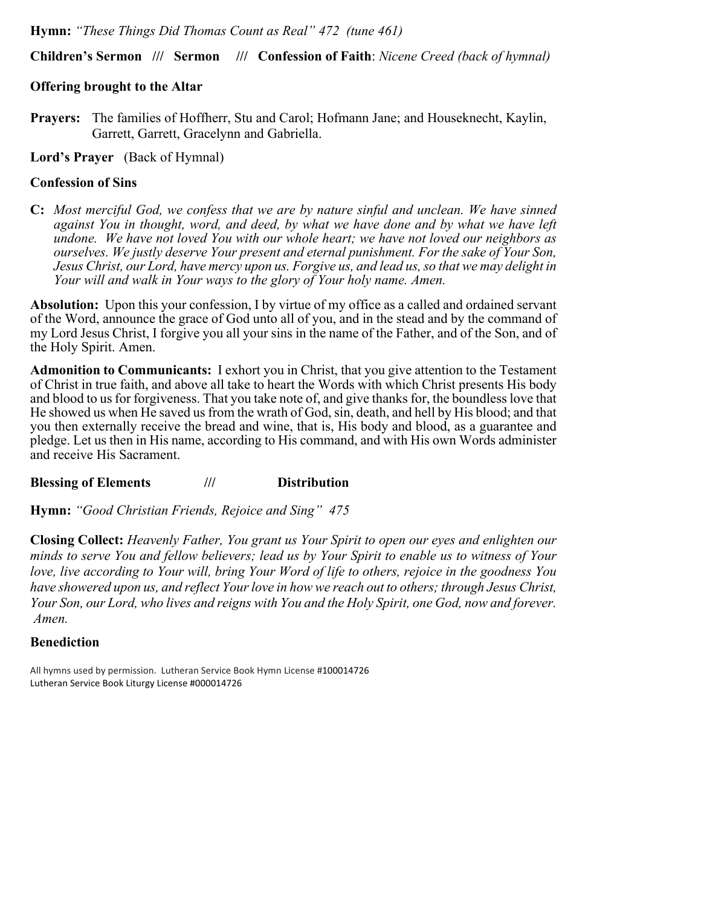**Hymn:** *"These Things Did Thomas Count as Real" 472 (tune 461)*

**Children's Sermon /// Sermon /// Confession of Faith**: *Nicene Creed (back of hymnal)*

**Offering brought to the Altar**

**Prayers:** The families of Hoffherr, Stu and Carol; Hofmann Jane; and Houseknecht, Kaylin, Garrett, Garrett, Gracelynn and Gabriella.

**Lord's Prayer** (Back of Hymnal)

**Confession of Sins**

**C:** *Most merciful God, we confess that we are by nature sinful and unclean. We have sinned against You in thought, word, and deed, by what we have done and by what we have left undone. We have not loved You with our whole heart; we have not loved our neighbors as ourselves. We justly deserve Your present and eternal punishment. For the sake of Your Son, Jesus Christ, our Lord, have mercy upon us. Forgive us, and lead us, so that we may delight in Your will and walk in Your ways to the glory of Your holy name. Amen.*

**Absolution:** Upon this your confession, I by virtue of my office as a called and ordained servant of the Word, announce the grace of God unto all of you, and in the stead and by the command of my Lord Jesus Christ, I forgive you all your sins in the name of the Father, and of the Son, and of the Holy Spirit. Amen.

**Admonition to Communicants:** I exhort you in Christ, that you give attention to the Testament of Christ in true faith, and above all take to heart the Words with which Christ presents His body and blood to us for forgiveness. That you take note of, and give thanks for, the boundless love that He showed us when He saved us from the wrath of God, sin, death, and hell by His blood; and that you then externally receive the bread and wine, that is, His body and blood, as a guarantee and pledge. Let us then in His name, according to His command, and with His own Words administer and receive His Sacrament.

**Blessing of Elements /// Distribution**

**Hymn:** *"Good Christian Friends, Rejoice and Sing" 475*

**Closing Collect:** *Heavenly Father, You grant us Your Spirit to open our eyes and enlighten our minds to serve You and fellow believers; lead us by Your Spirit to enable us to witness of Your love, live according to Your will, bring Your Word of life to others, rejoice in the goodness You have showered upon us, and reflect Your love in how we reach out to others; through Jesus Christ, Your Son, our Lord, who lives and reigns with You and the Holy Spirit, one God, now and forever. Amen.*

**Benediction**

All hymns used by permission. Lutheran Service Book Hymn License #100014726
Lutheran Service Book Liturgy License #000014726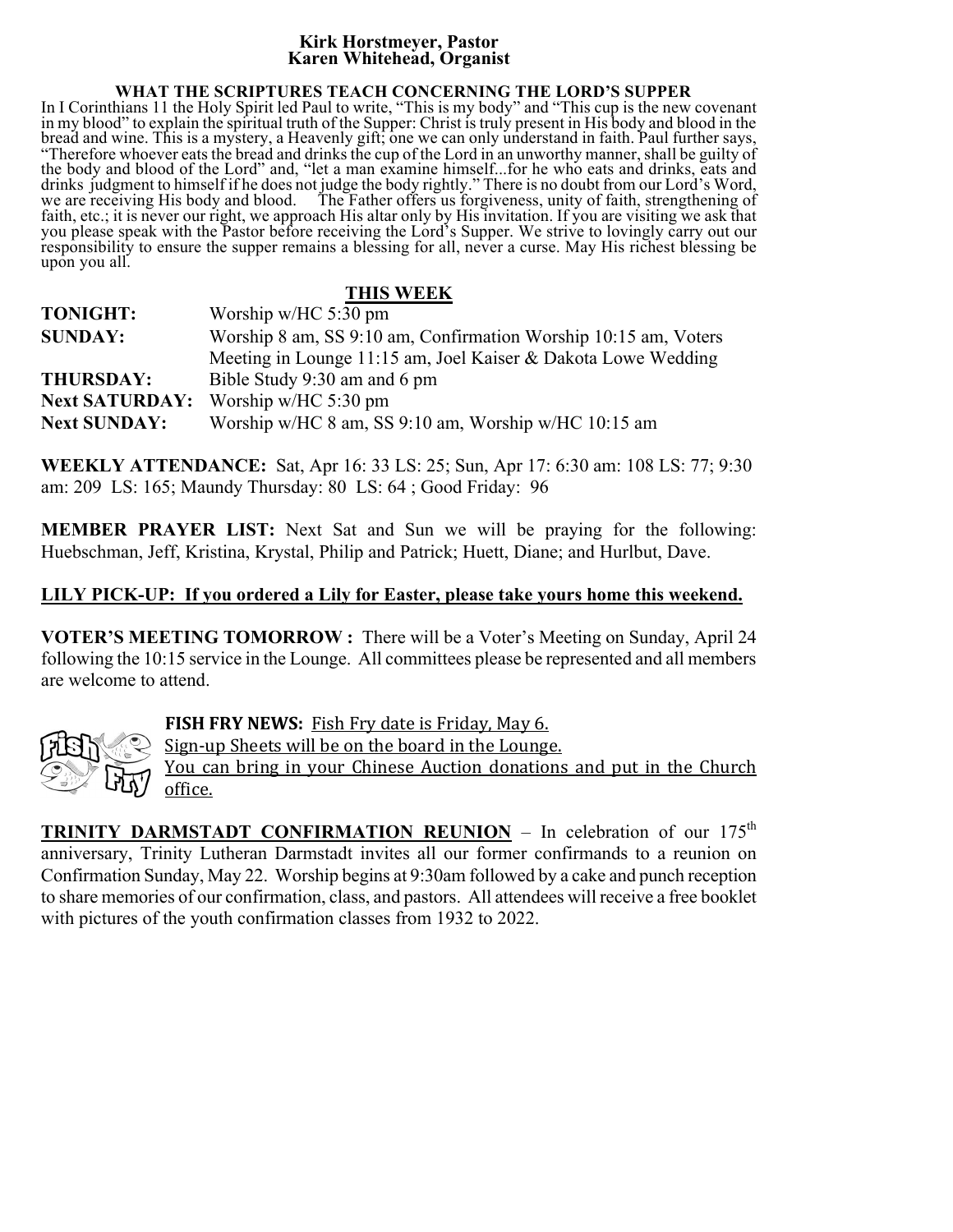**Kirk Horstmeyer, Pastor**
**Karen Whitehead, Organist**

**WHAT THE SCRIPTURES TEACH CONCERNING THE LORD'S SUPPER**

In I Corinthians 11 the Holy Spirit led Paul to write, "This is my body" and "This cup is the new covenant in my blood" to explain the spiritual truth of the Supper: Christ is truly present in His body and blood in the bread and wine. This is a mystery, a Heavenly gift; one we can only understand in faith. Paul further says, "Therefore whoever eats the bread and drinks the cup of the Lord in an unworthy manner, shall be guilty of the body and blood of the Lord" and, "let a man examine himself...for he who eats and drinks, eats and drinks judgment to himself if he does not judge the body rightly." There is no doubt from our Lord's Word, we are receiving His body and blood. The Father offers us forgiveness, unity of faith, strengthening of faith, etc.; it is never our right, we approach His altar only by His invitation. If you are visiting we ask that you please speak with the Pastor before receiving the Lord's Supper. We strive to lovingly carry out our responsibility to ensure the supper remains a blessing for all, never a curse. May His richest blessing be upon you all.

## THIS WEEK

| | |
|---|---|
| **TONIGHT:** | Worship w/HC 5:30 pm |
| **SUNDAY:** | Worship 8 am, SS 9:10 am, Confirmation Worship 10:15 am, Voters Meeting in Lounge 11:15 am, Joel Kaiser & Dakota Lowe Wedding |
| **THURSDAY:** | Bible Study 9:30 am and 6 pm |
| **Next SATURDAY:** | Worship w/HC 5:30 pm |
| **Next SUNDAY:** | Worship w/HC 8 am, SS 9:10 am, Worship w/HC 10:15 am |

**WEEKLY ATTENDANCE:** Sat, Apr 16: 33 LS: 25; Sun, Apr 17: 6:30 am: 108 LS: 77; 9:30 am: 209 LS: 165; Maundy Thursday: 80 LS: 64 ; Good Friday: 96

**MEMBER PRAYER LIST:** Next Sat and Sun we will be praying for the following: Huebschman, Jeff, Kristina, Krystal, Philip and Patrick; Huett, Diane; and Hurlbut, Dave.

**LILY PICK-UP: If you ordered a Lily for Easter, please take yours home this weekend.**

**VOTER'S MEETING TOMORROW :** There will be a Voter's Meeting on Sunday, April 24 following the 10:15 service in the Lounge. All committees please be represented and all members are welcome to attend.

**FISH FRY NEWS:** Fish Fry date is Friday, May 6.
Sign-up Sheets will be on the board in the Lounge.
You can bring in your Chinese Auction donations and put in the Church office.

**TRINITY DARMSTADT CONFIRMATION REUNION** – In celebration of our 175th anniversary, Trinity Lutheran Darmstadt invites all our former confirmands to a reunion on Confirmation Sunday, May 22. Worship begins at 9:30am followed by a cake and punch reception to share memories of our confirmation, class, and pastors. All attendees will receive a free booklet with pictures of the youth confirmation classes from 1932 to 2022.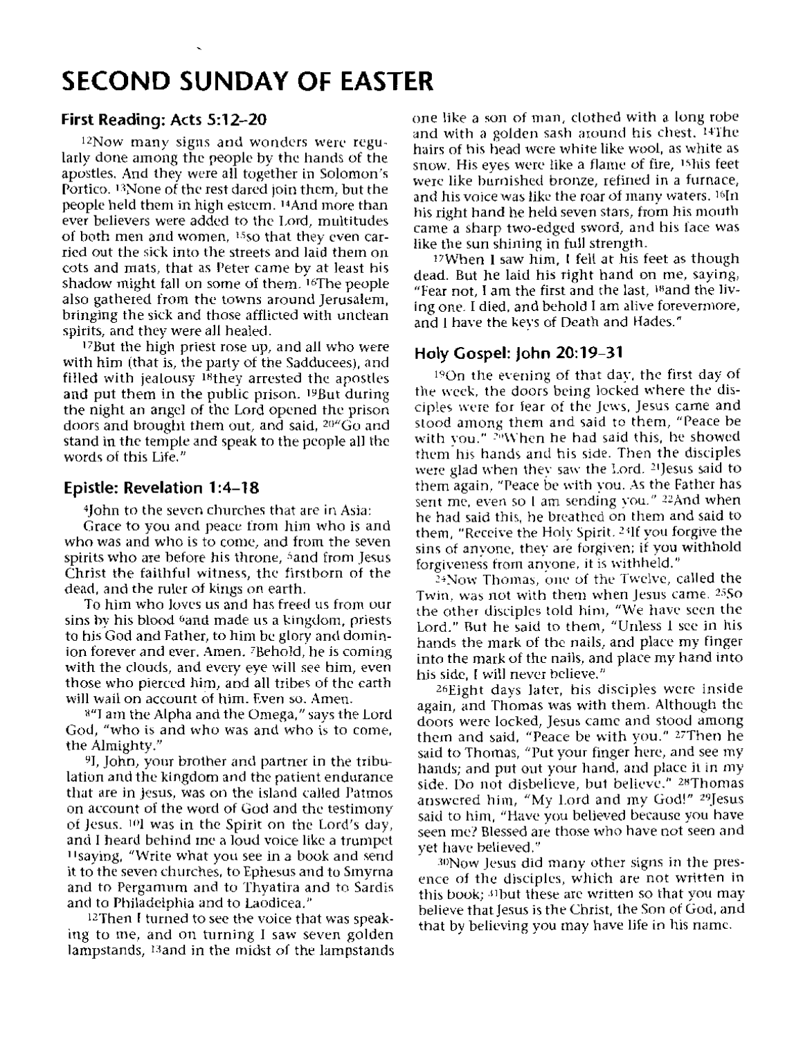# SECOND SUNDAY OF EASTER

## First Reading: Acts 5:12–20

[12]Now many signs and wonders were regularly done among the people by the hands of the apostles. And they were all together in Solomon's Portico. [13]None of the rest dared join them, but the people held them in high esteem. [14]And more than ever believers were added to the Lord, multitudes of both men and women, [15]so that they even carried out the sick into the streets and laid them on cots and mats, that as Peter came by at least his shadow might fall on some of them. [16]The people also gathered from the towns around Jerusalem, bringing the sick and those afflicted with unclean spirits, and they were all healed.

[17]But the high priest rose up, and all who were with him (that is, the party of the Sadducees), and filled with jealousy [18]they arrested the apostles and put them in the public prison. [19]But during the night an angel of the Lord opened the prison doors and brought them out, and said, [20]"Go and stand in the temple and speak to the people all the words of this Life."

## Epistle: Revelation 1:4–18

[4]John to the seven churches that are in Asia:

Grace to you and peace from him who is and who was and who is to come, and from the seven spirits who are before his throne, [5]and from Jesus Christ the faithful witness, the firstborn of the dead, and the ruler of kings on earth.

To him who loves us and has freed us from our sins by his blood [6]and made us a kingdom, priests to his God and Father, to him be glory and dominion forever and ever. Amen. [7]Behold, he is coming with the clouds, and every eye will see him, even those who pierced him, and all tribes of the earth will wail on account of him. Even so. Amen.

[8]"I am the Alpha and the Omega," says the Lord God, "who is and who was and who is to come, the Almighty."

[9]I, John, your brother and partner in the tribulation and the kingdom and the patient endurance that are in Jesus, was on the island called Patmos on account of the word of God and the testimony of Jesus. [10]I was in the Spirit on the Lord's day, and I heard behind me a loud voice like a trumpet [11]saying, "Write what you see in a book and send it to the seven churches, to Ephesus and to Smyrna and to Pergamum and to Thyatira and to Sardis and to Philadelphia and to Laodicea."

[12]Then I turned to see the voice that was speaking to me, and on turning I saw seven golden lampstands, [13]and in the midst of the lampstands one like a son of man, clothed with a long robe and with a golden sash around his chest. [14]The hairs of his head were white like wool, as white as snow. His eyes were like a flame of fire, [15]his feet were like burnished bronze, refined in a furnace, and his voice was like the roar of many waters. [16]In his right hand he held seven stars, from his mouth came a sharp two-edged sword, and his face was like the sun shining in full strength.

[17]When I saw him, I fell at his feet as though dead. But he laid his right hand on me, saying, "Fear not, I am the first and the last, [18]and the living one. I died, and behold I am alive forevermore, and I have the keys of Death and Hades."

## Holy Gospel: John 20:19–31

[19]On the evening of that day, the first day of the week, the doors being locked where the disciples were for fear of the Jews, Jesus came and stood among them and said to them, "Peace be with you." [20]When he had said this, he showed them his hands and his side. Then the disciples were glad when they saw the Lord. [21]Jesus said to them again, "Peace be with you. As the Father has sent me, even so I am sending you." [22]And when he had said this, he breathed on them and said to them, "Receive the Holy Spirit. [23]If you forgive the sins of anyone, they are forgiven; if you withhold forgiveness from anyone, it is withheld."

[24]Now Thomas, one of the Twelve, called the Twin, was not with them when Jesus came. [25]So the other disciples told him, "We have seen the Lord." But he said to them, "Unless I see in his hands the mark of the nails, and place my finger into the mark of the nails, and place my hand into his side, I will never believe."

[26]Eight days later, his disciples were inside again, and Thomas was with them. Although the doors were locked, Jesus came and stood among them and said, "Peace be with you." [27]Then he said to Thomas, "Put your finger here, and see my hands; and put out your hand, and place it in my side. Do not disbelieve, but believe." [28]Thomas answered him, "My Lord and my God!" [29]Jesus said to him, "Have you believed because you have seen me? Blessed are those who have not seen and yet have believed."

[30]Now Jesus did many other signs in the presence of the disciples, which are not written in this book; [31]but these are written so that you may believe that Jesus is the Christ, the Son of God, and that by believing you may have life in his name.